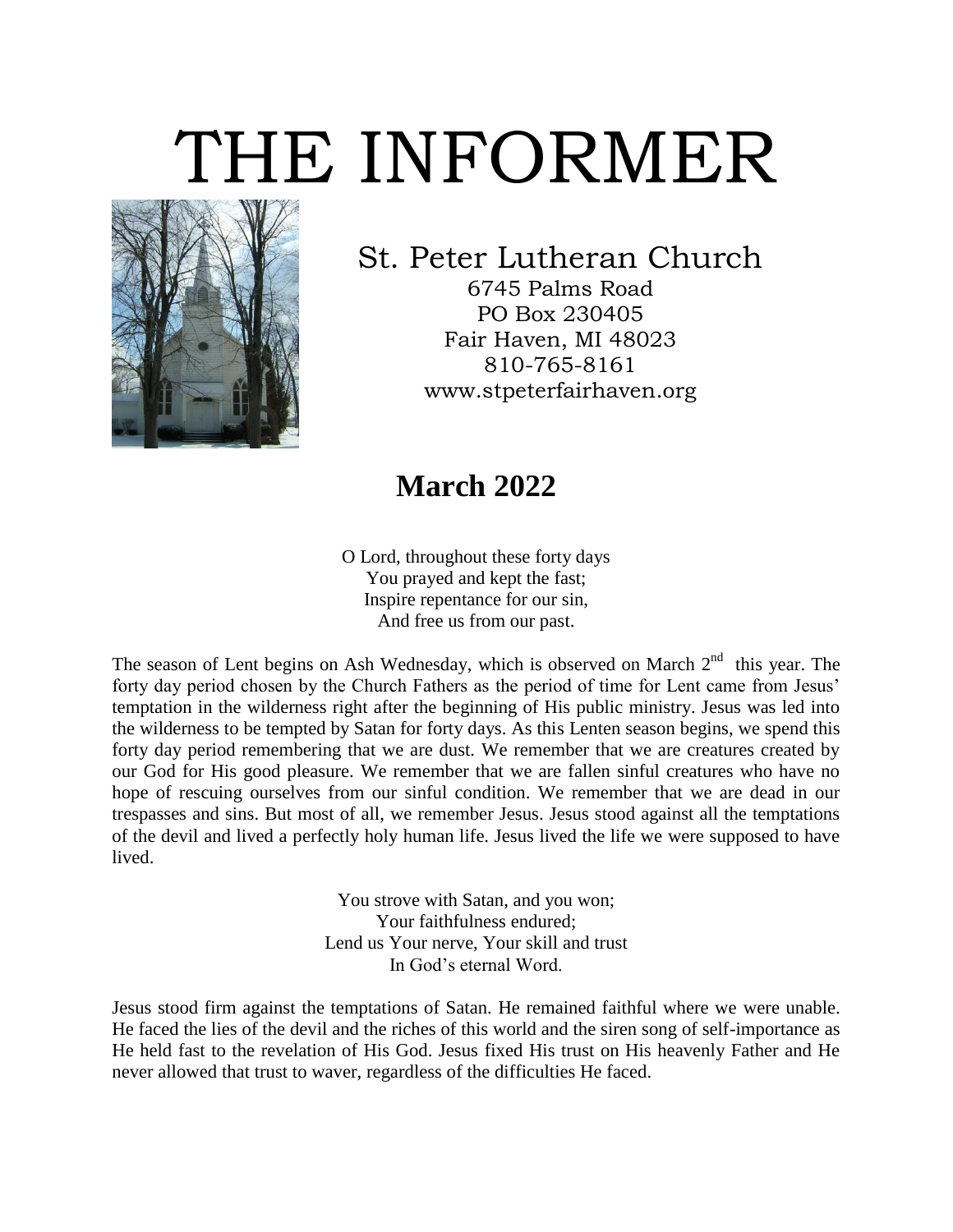# THE INFORMER

St. Peter Lutheran Church
6745 Palms Road
PO Box 230405
Fair Haven, MI 48023
810-765-8161
www.stpeterfairhaven.org

## March 2022

O Lord, throughout these forty days
You prayed and kept the fast;
Inspire repentance for our sin,
And free us from our past.

The season of Lent begins on Ash Wednesday, which is observed on March 2nd this year. The forty day period chosen by the Church Fathers as the period of time for Lent came from Jesus' temptation in the wilderness right after the beginning of His public ministry. Jesus was led into the wilderness to be tempted by Satan for forty days. As this Lenten season begins, we spend this forty day period remembering that we are dust. We remember that we are creatures created by our God for His good pleasure. We remember that we are fallen sinful creatures who have no hope of rescuing ourselves from our sinful condition. We remember that we are dead in our trespasses and sins. But most of all, we remember Jesus. Jesus stood against all the temptations of the devil and lived a perfectly holy human life. Jesus lived the life we were supposed to have lived.

You strove with Satan, and you won;
Your faithfulness endured;
Lend us Your nerve, Your skill and trust
In God's eternal Word.

Jesus stood firm against the temptations of Satan. He remained faithful where we were unable. He faced the lies of the devil and the riches of this world and the siren song of self-importance as He held fast to the revelation of His God. Jesus fixed His trust on His heavenly Father and He never allowed that trust to waver, regardless of the difficulties He faced.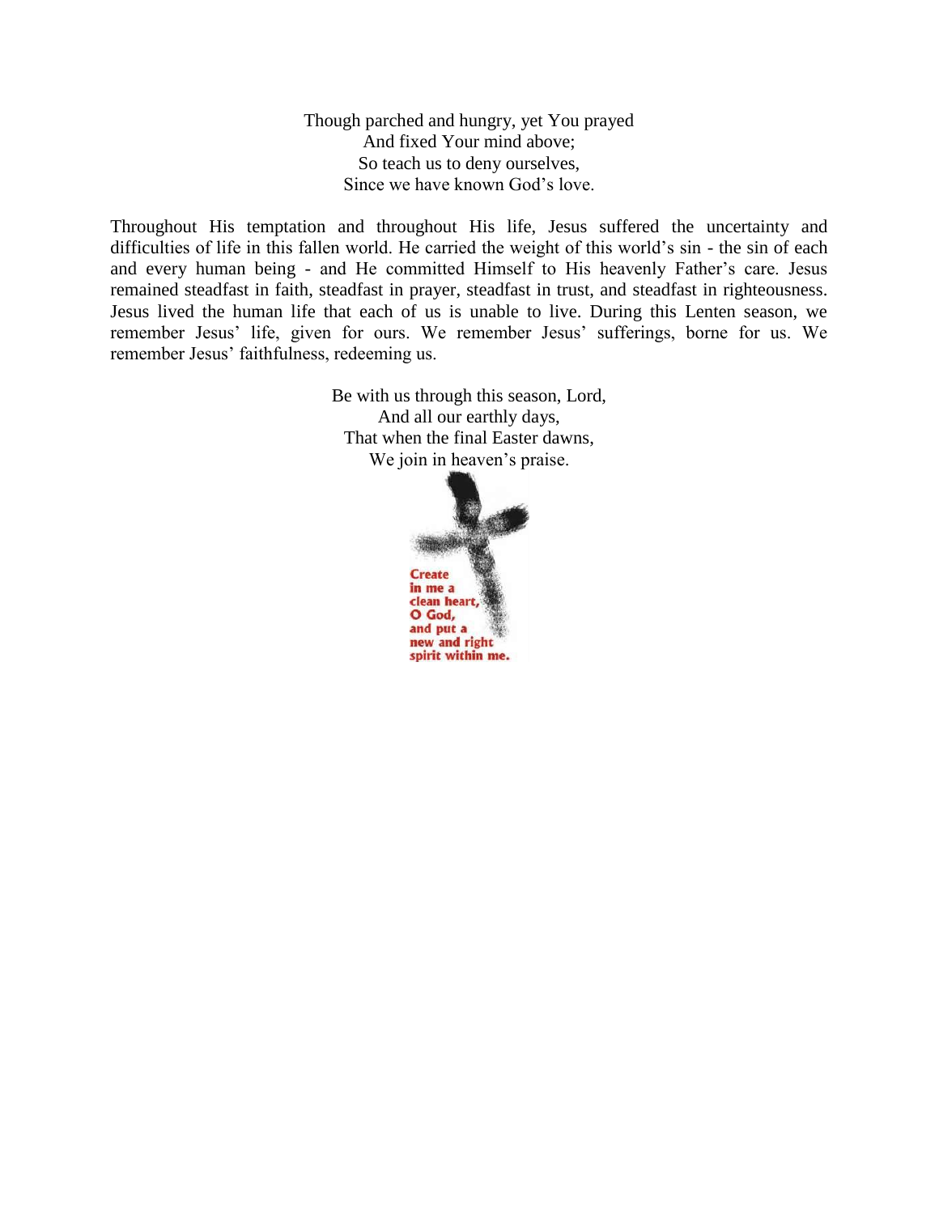Though parched and hungry, yet You prayed  
And fixed Your mind above;  
So teach us to deny ourselves,  
Since we have known God's love.

Throughout His temptation and throughout His life, Jesus suffered the uncertainty and difficulties of life in this fallen world. He carried the weight of this world's sin - the sin of each and every human being - and He committed Himself to His heavenly Father's care. Jesus remained steadfast in faith, steadfast in prayer, steadfast in trust, and steadfast in righteousness. Jesus lived the human life that each of us is unable to live. During this Lenten season, we remember Jesus' life, given for ours. We remember Jesus' sufferings, borne for us. We remember Jesus' faithfulness, redeeming us.

Be with us through this season, Lord,  
And all our earthly days,  
That when the final Easter dawns,  
We join in heaven's praise.

**Create in me a clean heart, O God, and put a new and right spirit within me.**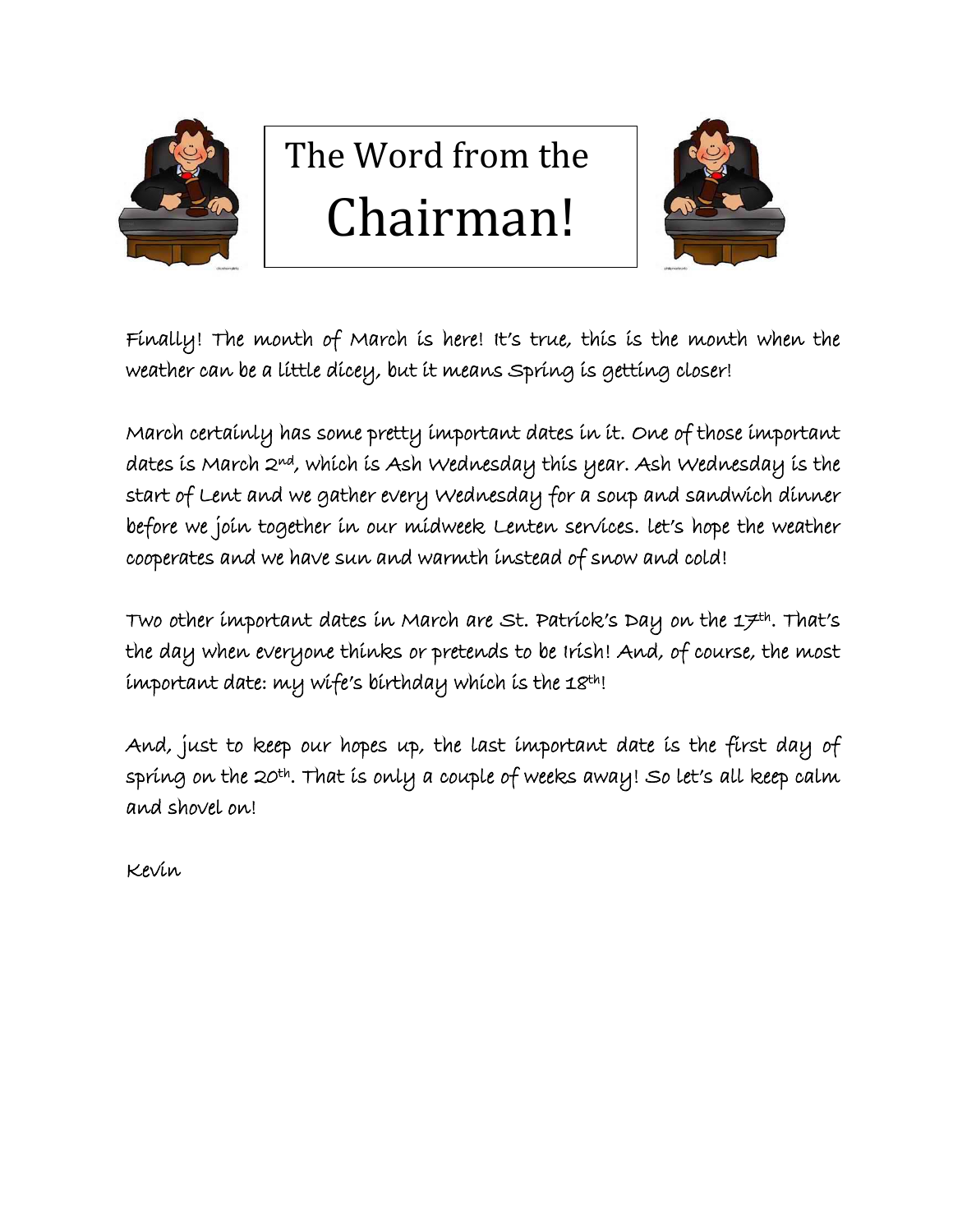# The Word from the Chairman!

Finally! The month of March is here! It's true, this is the month when the weather can be a little dicey, but it means Spring is getting closer!

March certainly has some pretty important dates in it. One of those important dates is March 2nd, which is Ash Wednesday this year. Ash Wednesday is the start of Lent and we gather every Wednesday for a soup and sandwich dinner before we join together in our midweek Lenten services. let's hope the weather cooperates and we have sun and warmth instead of snow and cold!

Two other important dates in March are St. Patrick's Day on the 17th. That's the day when everyone thinks or pretends to be Irish! And, of course, the most important date: my wife's birthday which is the 18th!

And, just to keep our hopes up, the last important date is the first day of spring on the 20th. That is only a couple of weeks away! So let's all keep calm and shovel on!

Kevin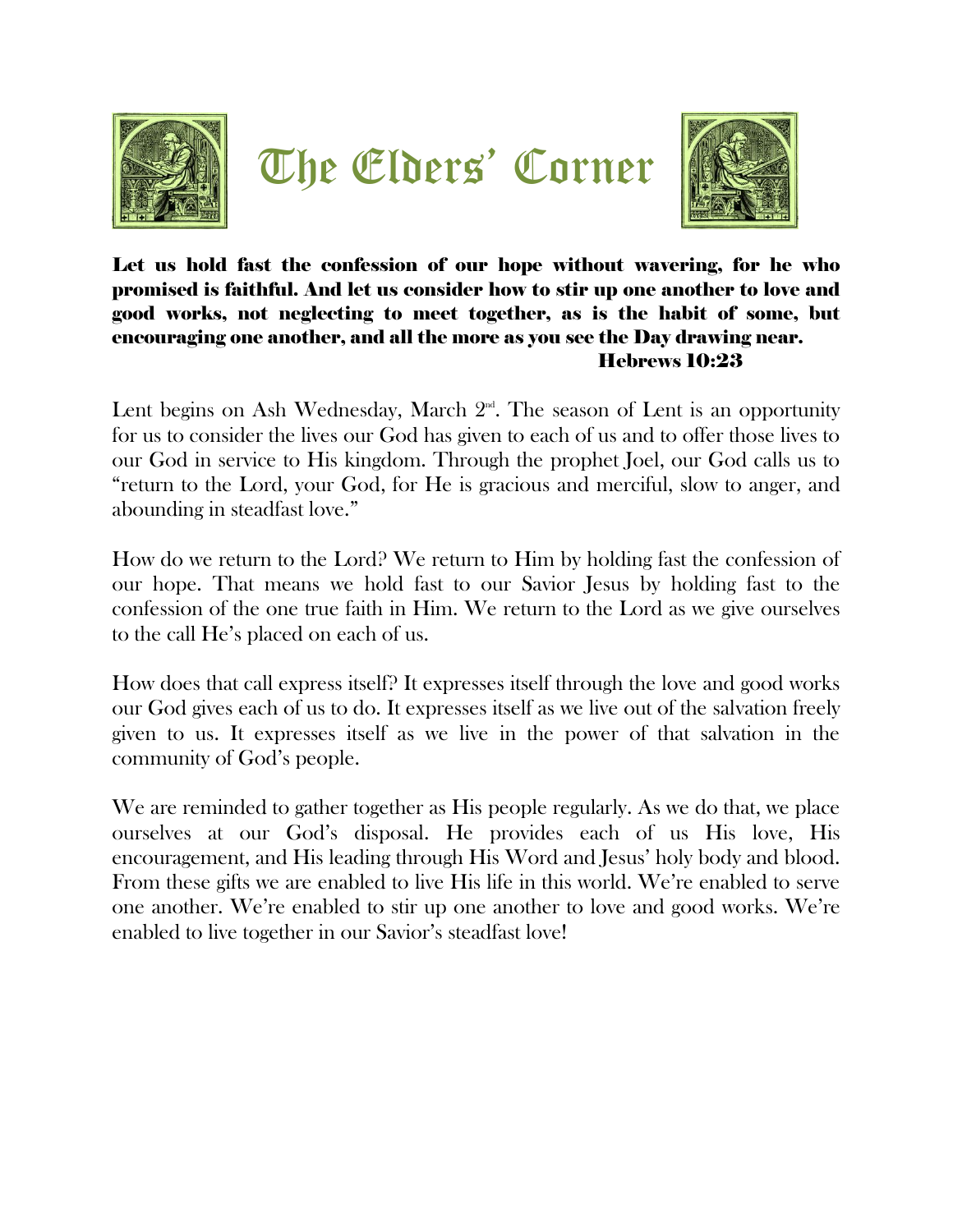# The Elders' Corner

**Let us hold fast the confession of our hope without wavering, for he who promised is faithful. And let us consider how to stir up one another to love and good works, not neglecting to meet together, as is the habit of some, but encouraging one another, and all the more as you see the Day drawing near.**
**Hebrews 10:23**

Lent begins on Ash Wednesday, March 2nd. The season of Lent is an opportunity for us to consider the lives our God has given to each of us and to offer those lives to our God in service to His kingdom. Through the prophet Joel, our God calls us to "return to the Lord, your God, for He is gracious and merciful, slow to anger, and abounding in steadfast love."

How do we return to the Lord? We return to Him by holding fast the confession of our hope. That means we hold fast to our Savior Jesus by holding fast to the confession of the one true faith in Him. We return to the Lord as we give ourselves to the call He's placed on each of us.

How does that call express itself? It expresses itself through the love and good works our God gives each of us to do. It expresses itself as we live out of the salvation freely given to us. It expresses itself as we live in the power of that salvation in the community of God's people.

We are reminded to gather together as His people regularly. As we do that, we place ourselves at our God's disposal. He provides each of us His love, His encouragement, and His leading through His Word and Jesus' holy body and blood. From these gifts we are enabled to live His life in this world. We're enabled to serve one another. We're enabled to stir up one another to love and good works. We're enabled to live together in our Savior's steadfast love!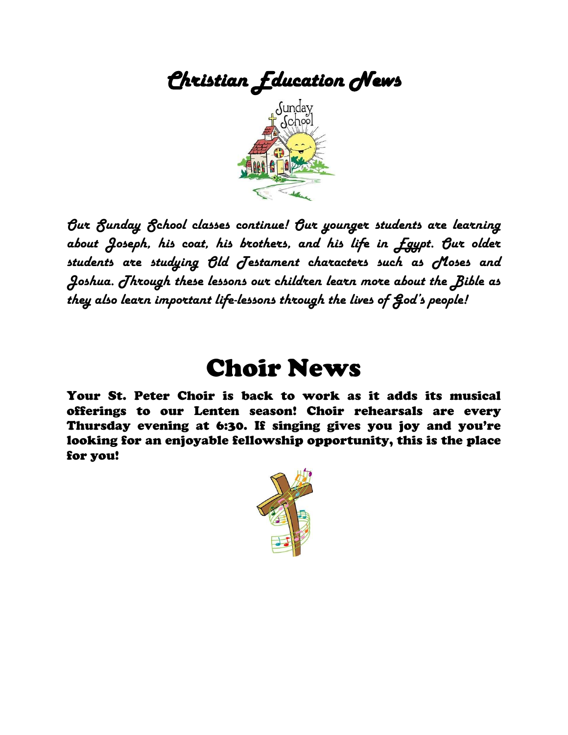# Christian Education News

*Our Sunday School classes continue! Our younger students are learning about Joseph, his coat, his brothers, and his life in Egypt. Our older students are studying Old Testament characters such as Moses and Joshua. Through these lessons our children learn more about the Bible as they also learn important life-lessons through the lives of God's people!*

# Choir News

**Your St. Peter Choir is back to work as it adds its musical offerings to our Lenten season! Choir rehearsals are every Thursday evening at 6:30. If singing gives you joy and you're looking for an enjoyable fellowship opportunity, this is the place for you!**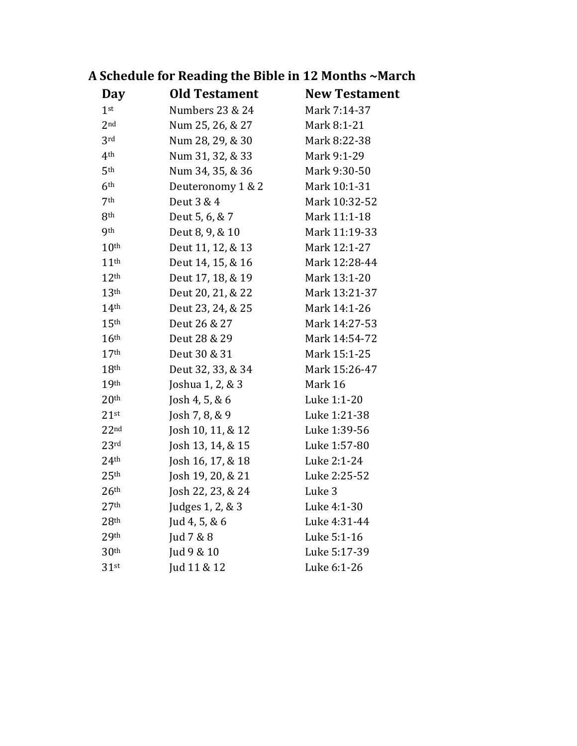## A Schedule for Reading the Bible in 12 Months ~March

| Day | Old Testament | New Testament |
|---|---|---|
| 1st | Numbers 23 & 24 | Mark 7:14-37 |
| 2nd | Num 25, 26, & 27 | Mark 8:1-21 |
| 3rd | Num 28, 29, & 30 | Mark 8:22-38 |
| 4th | Num 31, 32, & 33 | Mark 9:1-29 |
| 5th | Num 34, 35, & 36 | Mark 9:30-50 |
| 6th | Deuteronomy 1 & 2 | Mark 10:1-31 |
| 7th | Deut 3 & 4 | Mark 10:32-52 |
| 8th | Deut 5, 6, & 7 | Mark 11:1-18 |
| 9th | Deut 8, 9, & 10 | Mark 11:19-33 |
| 10th | Deut 11, 12, & 13 | Mark 12:1-27 |
| 11th | Deut 14, 15, & 16 | Mark 12:28-44 |
| 12th | Deut 17, 18, & 19 | Mark 13:1-20 |
| 13th | Deut 20, 21, & 22 | Mark 13:21-37 |
| 14th | Deut 23, 24, & 25 | Mark 14:1-26 |
| 15th | Deut 26 & 27 | Mark 14:27-53 |
| 16th | Deut 28 & 29 | Mark 14:54-72 |
| 17th | Deut 30 & 31 | Mark 15:1-25 |
| 18th | Deut 32, 33, & 34 | Mark 15:26-47 |
| 19th | Joshua 1, 2, & 3 | Mark 16 |
| 20th | Josh 4, 5, & 6 | Luke 1:1-20 |
| 21st | Josh 7, 8, & 9 | Luke 1:21-38 |
| 22nd | Josh 10, 11, & 12 | Luke 1:39-56 |
| 23rd | Josh 13, 14, & 15 | Luke 1:57-80 |
| 24th | Josh 16, 17, & 18 | Luke 2:1-24 |
| 25th | Josh 19, 20, & 21 | Luke 2:25-52 |
| 26th | Josh 22, 23, & 24 | Luke 3 |
| 27th | Judges 1, 2, & 3 | Luke 4:1-30 |
| 28th | Jud 4, 5, & 6 | Luke 4:31-44 |
| 29th | Jud 7 & 8 | Luke 5:1-16 |
| 30th | Jud 9 & 10 | Luke 5:17-39 |
| 31st | Jud 11 & 12 | Luke 6:1-26 |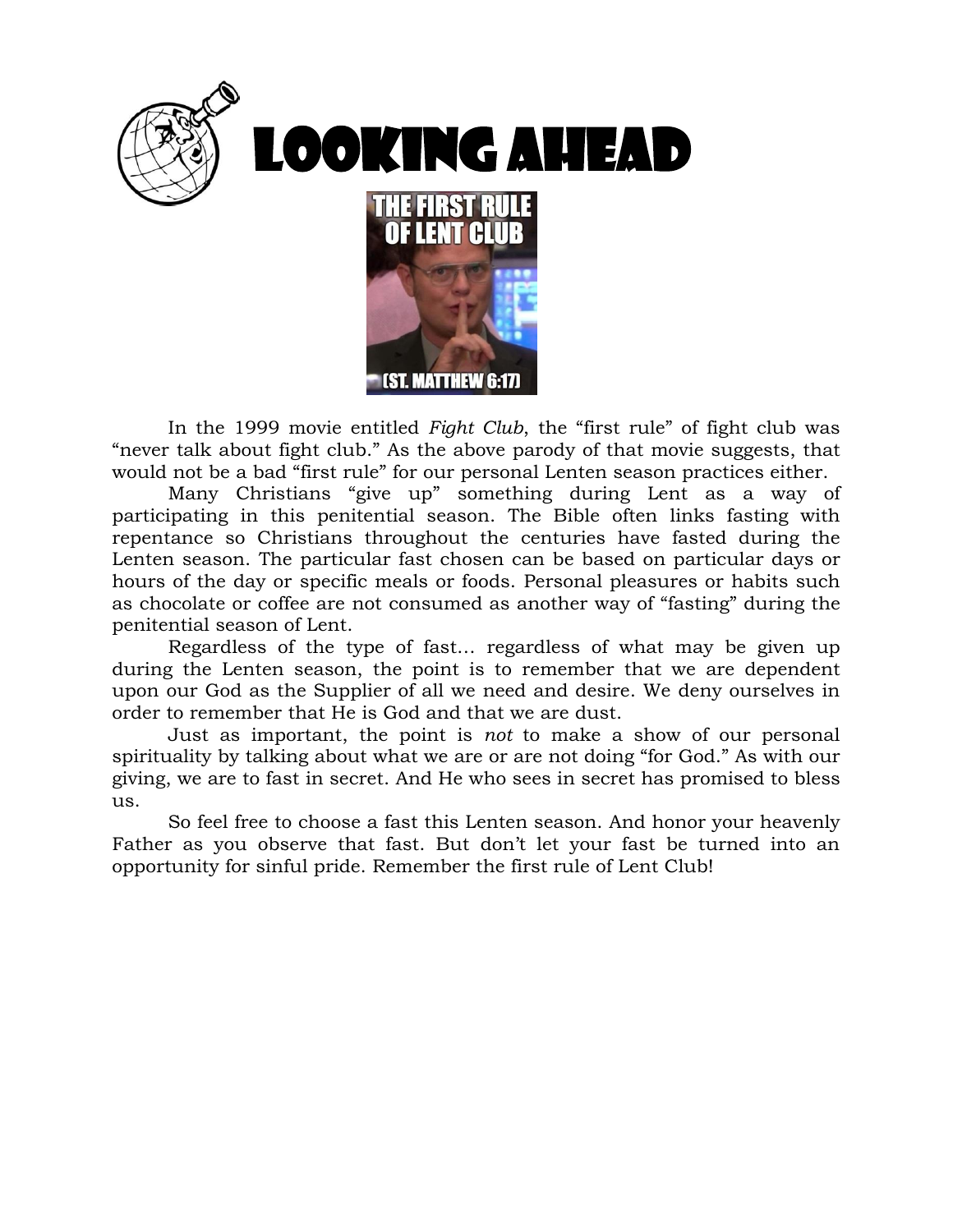# Looking Ahead

THE FIRST RULE OF LENT CLUB

(ST. MATTHEW 6:17)

In the 1999 movie entitled *Fight Club*, the "first rule" of fight club was "never talk about fight club." As the above parody of that movie suggests, that would not be a bad "first rule" for our personal Lenten season practices either.

Many Christians "give up" something during Lent as a way of participating in this penitential season. The Bible often links fasting with repentance so Christians throughout the centuries have fasted during the Lenten season. The particular fast chosen can be based on particular days or hours of the day or specific meals or foods. Personal pleasures or habits such as chocolate or coffee are not consumed as another way of "fasting" during the penitential season of Lent.

Regardless of the type of fast… regardless of what may be given up during the Lenten season, the point is to remember that we are dependent upon our God as the Supplier of all we need and desire. We deny ourselves in order to remember that He is God and that we are dust.

Just as important, the point is *not* to make a show of our personal spirituality by talking about what we are or are not doing "for God." As with our giving, we are to fast in secret. And He who sees in secret has promised to bless us.

So feel free to choose a fast this Lenten season. And honor your heavenly Father as you observe that fast. But don't let your fast be turned into an opportunity for sinful pride. Remember the first rule of Lent Club!